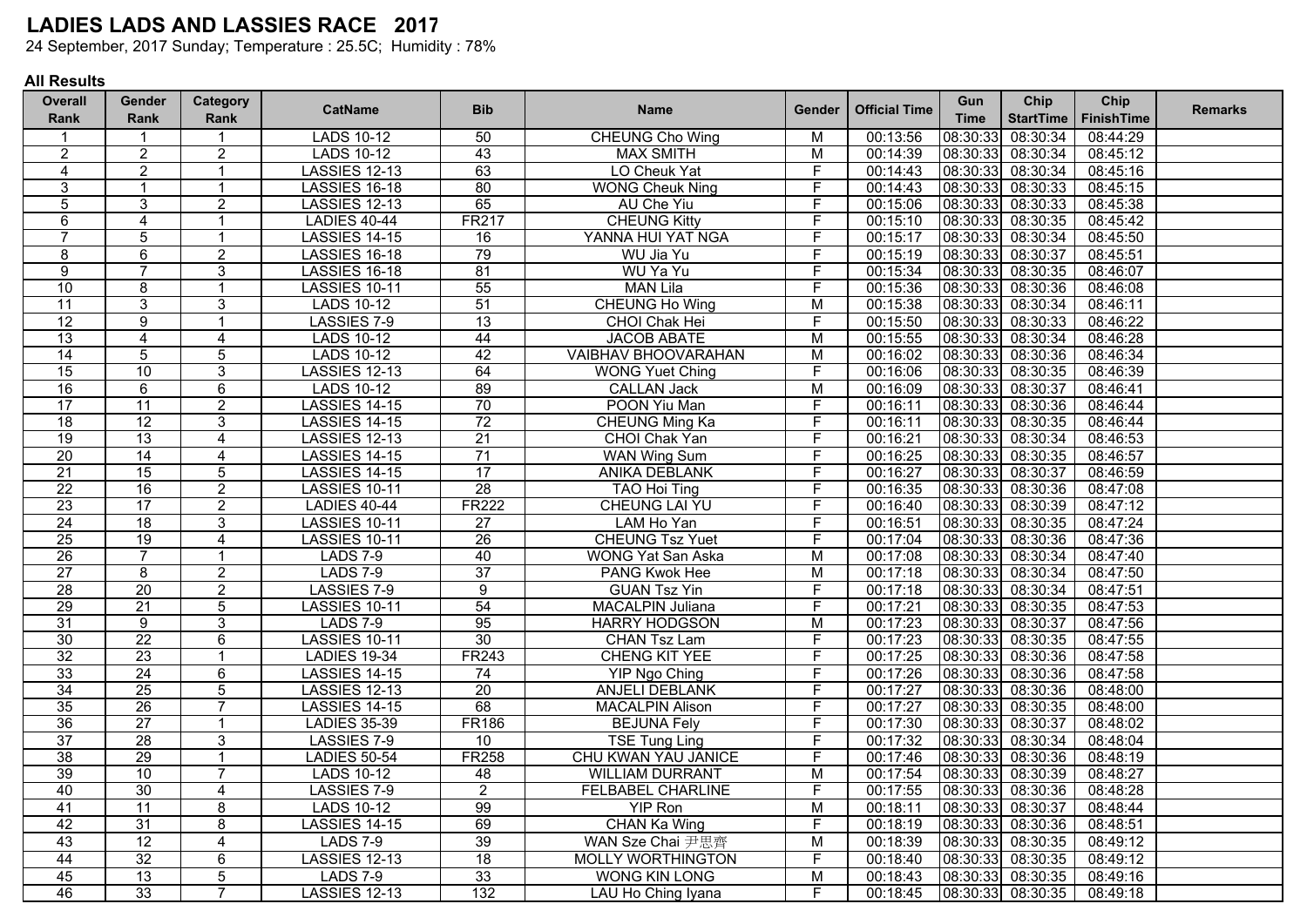# LADIES LADS AND LASSIES RACE 2017

24 September, 2017 Sunday; Temperature : 25.5C; Humidity : 78%

**All Results**

| Overall Rank | Gender Rank | Category Rank | CatName | Bib | Name | Gender | Official Time | Gun Time | Chip StartTime | Chip FinishTime | Remarks |
|---|---|---|---|---|---|---|---|---|---|---|---|
| 1 | 1 | 1 | LADS 10-12 | 50 | CHEUNG Cho Wing | M | 00:13:56 | 08:30:33 | 08:30:34 | 08:44:29 | |
| 2 | 2 | 2 | LADS 10-12 | 43 | MAX SMITH | M | 00:14:39 | 08:30:33 | 08:30:34 | 08:45:12 | |
| 4 | 2 | 1 | LASSIES 12-13 | 63 | LO Cheuk Yat | F | 00:14:43 | 08:30:33 | 08:30:34 | 08:45:16 | |
| 3 | 1 | 1 | LASSIES 16-18 | 80 | WONG Cheuk Ning | F | 00:14:43 | 08:30:33 | 08:30:33 | 08:45:15 | |
| 5 | 3 | 2 | LASSIES 12-13 | 65 | AU Che Yiu | F | 00:15:06 | 08:30:33 | 08:30:33 | 08:45:38 | |
| 6 | 4 | 1 | LADIES 40-44 | FR217 | CHEUNG Kitty | F | 00:15:10 | 08:30:33 | 08:30:35 | 08:45:42 | |
| 7 | 5 | 1 | LASSIES 14-15 | 16 | YANNA HUI YAT NGA | F | 00:15:17 | 08:30:33 | 08:30:34 | 08:45:50 | |
| 8 | 6 | 2 | LASSIES 16-18 | 79 | WU Jia Yu | F | 00:15:19 | 08:30:33 | 08:30:37 | 08:45:51 | |
| 9 | 7 | 3 | LASSIES 16-18 | 81 | WU Ya Yu | F | 00:15:34 | 08:30:33 | 08:30:35 | 08:46:07 | |
| 10 | 8 | 1 | LASSIES 10-11 | 55 | MAN Lila | F | 00:15:36 | 08:30:33 | 08:30:36 | 08:46:08 | |
| 11 | 3 | 3 | LADS 10-12 | 51 | CHEUNG Ho Wing | M | 00:15:38 | 08:30:33 | 08:30:34 | 08:46:11 | |
| 12 | 9 | 1 | LASSIES 7-9 | 13 | CHOI Chak Hei | F | 00:15:50 | 08:30:33 | 08:30:33 | 08:46:22 | |
| 13 | 4 | 4 | LADS 10-12 | 44 | JACOB ABATE | M | 00:15:55 | 08:30:33 | 08:30:34 | 08:46:28 | |
| 14 | 5 | 5 | LADS 10-12 | 42 | VAIBHAV BHOOVARAHAN | M | 00:16:02 | 08:30:33 | 08:30:36 | 08:46:34 | |
| 15 | 10 | 3 | LASSIES 12-13 | 64 | WONG Yuet Ching | F | 00:16:06 | 08:30:33 | 08:30:35 | 08:46:39 | |
| 16 | 6 | 6 | LADS 10-12 | 89 | CALLAN Jack | M | 00:16:09 | 08:30:33 | 08:30:37 | 08:46:41 | |
| 17 | 11 | 2 | LASSIES 14-15 | 70 | POON Yiu Man | F | 00:16:11 | 08:30:33 | 08:30:36 | 08:46:44 | |
| 18 | 12 | 3 | LASSIES 14-15 | 72 | CHEUNG Ming Ka | F | 00:16:11 | 08:30:33 | 08:30:35 | 08:46:44 | |
| 19 | 13 | 4 | LASSIES 12-13 | 21 | CHOI Chak Yan | F | 00:16:21 | 08:30:33 | 08:30:34 | 08:46:53 | |
| 20 | 14 | 4 | LASSIES 14-15 | 71 | WAN Wing Sum | F | 00:16:25 | 08:30:33 | 08:30:35 | 08:46:57 | |
| 21 | 15 | 5 | LASSIES 14-15 | 17 | ANIKA DEBLANK | F | 00:16:27 | 08:30:33 | 08:30:37 | 08:46:59 | |
| 22 | 16 | 2 | LASSIES 10-11 | 28 | TAO Hoi Ting | F | 00:16:35 | 08:30:33 | 08:30:36 | 08:47:08 | |
| 23 | 17 | 2 | LADIES 40-44 | FR222 | CHEUNG LAI YU | F | 00:16:40 | 08:30:33 | 08:30:39 | 08:47:12 | |
| 24 | 18 | 3 | LASSIES 10-11 | 27 | LAM Ho Yan | F | 00:16:51 | 08:30:33 | 08:30:35 | 08:47:24 | |
| 25 | 19 | 4 | LASSIES 10-11 | 26 | CHEUNG Tsz Yuet | F | 00:17:04 | 08:30:33 | 08:30:36 | 08:47:36 | |
| 26 | 7 | 1 | LADS 7-9 | 40 | WONG Yat San Aska | M | 00:17:08 | 08:30:33 | 08:30:34 | 08:47:40 | |
| 27 | 8 | 2 | LADS 7-9 | 37 | PANG Kwok Hee | M | 00:17:18 | 08:30:33 | 08:30:34 | 08:47:50 | |
| 28 | 20 | 2 | LASSIES 7-9 | 9 | GUAN Tsz Yin | F | 00:17:18 | 08:30:33 | 08:30:34 | 08:47:51 | |
| 29 | 21 | 5 | LASSIES 10-11 | 54 | MACALPIN Juliana | F | 00:17:21 | 08:30:33 | 08:30:35 | 08:47:53 | |
| 31 | 9 | 3 | LADS 7-9 | 95 | HARRY HODGSON | M | 00:17:23 | 08:30:33 | 08:30:37 | 08:47:56 | |
| 30 | 22 | 6 | LASSIES 10-11 | 30 | CHAN Tsz Lam | F | 00:17:23 | 08:30:33 | 08:30:35 | 08:47:55 | |
| 32 | 23 | 1 | LADIES 19-34 | FR243 | CHENG KIT YEE | F | 00:17:25 | 08:30:33 | 08:30:36 | 08:47:58 | |
| 33 | 24 | 6 | LASSIES 14-15 | 74 | YIP Ngo Ching | F | 00:17:26 | 08:30:33 | 08:30:36 | 08:47:58 | |
| 34 | 25 | 5 | LASSIES 12-13 | 20 | ANJELI DEBLANK | F | 00:17:27 | 08:30:33 | 08:30:36 | 08:48:00 | |
| 35 | 26 | 7 | LASSIES 14-15 | 68 | MACALPIN Alison | F | 00:17:27 | 08:30:33 | 08:30:35 | 08:48:00 | |
| 36 | 27 | 1 | LADIES 35-39 | FR186 | BEJUNA Fely | F | 00:17:30 | 08:30:33 | 08:30:37 | 08:48:02 | |
| 37 | 28 | 3 | LASSIES 7-9 | 10 | TSE Tung Ling | F | 00:17:32 | 08:30:33 | 08:30:34 | 08:48:04 | |
| 38 | 29 | 1 | LADIES 50-54 | FR258 | CHU KWAN YAU JANICE | F | 00:17:46 | 08:30:33 | 08:30:36 | 08:48:19 | |
| 39 | 10 | 7 | LADS 10-12 | 48 | WILLIAM DURRANT | M | 00:17:54 | 08:30:33 | 08:30:39 | 08:48:27 | |
| 40 | 30 | 4 | LASSIES 7-9 | 2 | FELBABEL CHARLINE | F | 00:17:55 | 08:30:33 | 08:30:36 | 08:48:28 | |
| 41 | 11 | 8 | LADS 10-12 | 99 | YIP Ron | M | 00:18:11 | 08:30:33 | 08:30:37 | 08:48:44 | |
| 42 | 31 | 8 | LASSIES 14-15 | 69 | CHAN Ka Wing | F | 00:18:19 | 08:30:33 | 08:30:36 | 08:48:51 | |
| 43 | 12 | 4 | LADS 7-9 | 39 | WAN Sze Chai 尹思齊 | M | 00:18:39 | 08:30:33 | 08:30:35 | 08:49:12 | |
| 44 | 32 | 6 | LASSIES 12-13 | 18 | MOLLY WORTHINGTON | F | 00:18:40 | 08:30:33 | 08:30:35 | 08:49:12 | |
| 45 | 13 | 5 | LADS 7-9 | 33 | WONG KIN LONG | M | 00:18:43 | 08:30:33 | 08:30:35 | 08:49:16 | |
| 46 | 33 | 7 | LASSIES 12-13 | 132 | LAU Ho Ching Iyana | F | 00:18:45 | 08:30:33 | 08:30:35 | 08:49:18 | |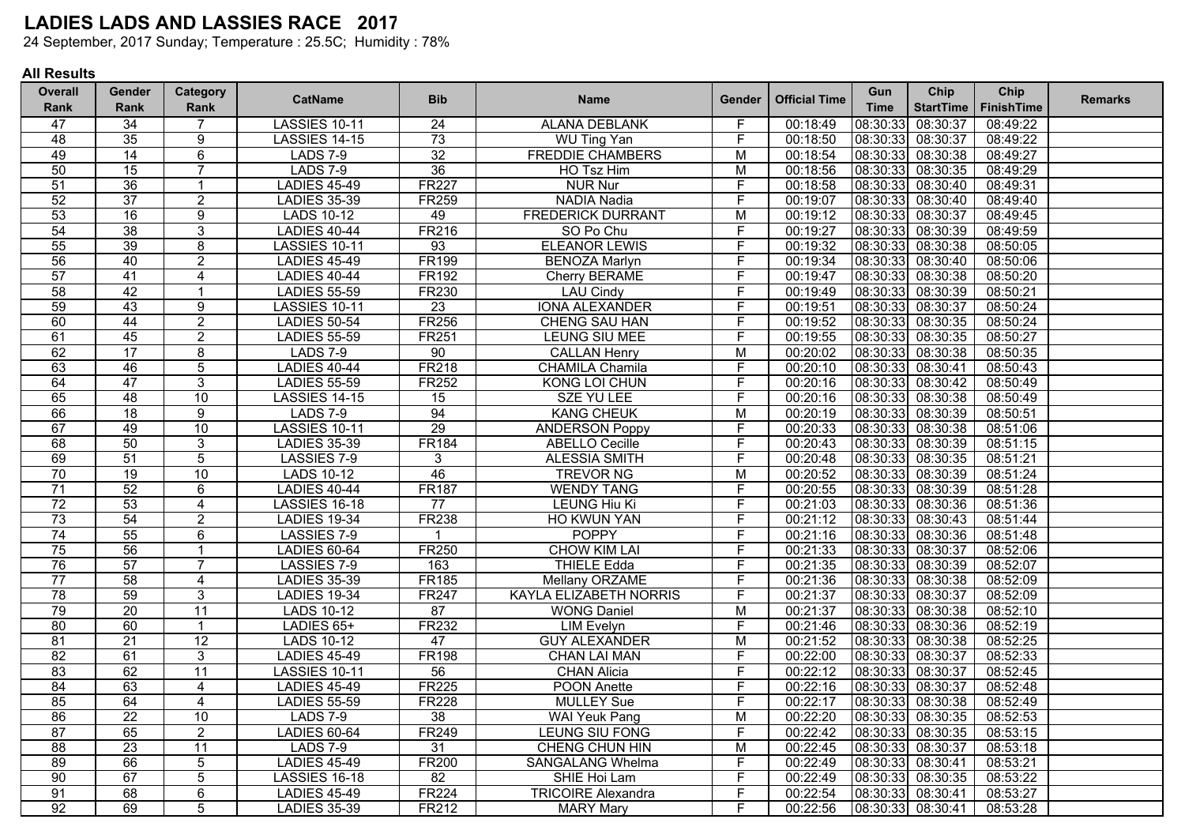# LADIES LADS AND LASSIES RACE 2017

24 September, 2017 Sunday; Temperature : 25.5C; Humidity : 78%

**All Results**

| Overall Rank | Gender Rank | Category Rank | CatName | Bib | Name | Gender | Official Time | Gun Time | Chip StartTime | Chip FinishTime | Remarks |
|---|---|---|---|---|---|---|---|---|---|---|---|
| 47 | 34 | 7 | LASSIES 10-11 | 24 | ALANA DEBLANK | F | 00:18:49 | 08:30:33 | 08:30:37 | 08:49:22 | |
| 48 | 35 | 9 | LASSIES 14-15 | 73 | WU Ting Yan | F | 00:18:50 | 08:30:33 | 08:30:37 | 08:49:22 | |
| 49 | 14 | 6 | LADS 7-9 | 32 | FREDDIE CHAMBERS | M | 00:18:54 | 08:30:33 | 08:30:38 | 08:49:27 | |
| 50 | 15 | 7 | LADS 7-9 | 36 | HO Tsz Him | M | 00:18:56 | 08:30:33 | 08:30:35 | 08:49:29 | |
| 51 | 36 | 1 | LADIES 45-49 | FR227 | NUR Nur | F | 00:18:58 | 08:30:33 | 08:30:40 | 08:49:31 | |
| 52 | 37 | 2 | LADIES 35-39 | FR259 | NADIA Nadia | F | 00:19:07 | 08:30:33 | 08:30:40 | 08:49:40 | |
| 53 | 16 | 9 | LADS 10-12 | 49 | FREDERICK DURRANT | M | 00:19:12 | 08:30:33 | 08:30:37 | 08:49:45 | |
| 54 | 38 | 3 | LADIES 40-44 | FR216 | SO Po Chu | F | 00:19:27 | 08:30:33 | 08:30:39 | 08:49:59 | |
| 55 | 39 | 8 | LASSIES 10-11 | 93 | ELEANOR LEWIS | F | 00:19:32 | 08:30:33 | 08:30:38 | 08:50:05 | |
| 56 | 40 | 2 | LADIES 45-49 | FR199 | BENOZA Marlyn | F | 00:19:34 | 08:30:33 | 08:30:40 | 08:50:06 | |
| 57 | 41 | 4 | LADIES 40-44 | FR192 | Cherry BERAME | F | 00:19:47 | 08:30:33 | 08:30:38 | 08:50:20 | |
| 58 | 42 | 1 | LADIES 55-59 | FR230 | LAU Cindy | F | 00:19:49 | 08:30:33 | 08:30:39 | 08:50:21 | |
| 59 | 43 | 9 | LASSIES 10-11 | 23 | IONA ALEXANDER | F | 00:19:51 | 08:30:33 | 08:30:37 | 08:50:24 | |
| 60 | 44 | 2 | LADIES 50-54 | FR256 | CHENG SAU HAN | F | 00:19:52 | 08:30:33 | 08:30:35 | 08:50:24 | |
| 61 | 45 | 2 | LADIES 55-59 | FR251 | LEUNG SIU MEE | F | 00:19:55 | 08:30:33 | 08:30:35 | 08:50:27 | |
| 62 | 17 | 8 | LADS 7-9 | 90 | CALLAN Henry | M | 00:20:02 | 08:30:33 | 08:30:38 | 08:50:35 | |
| 63 | 46 | 5 | LADIES 40-44 | FR218 | CHAMILA Chamila | F | 00:20:10 | 08:30:33 | 08:30:41 | 08:50:43 | |
| 64 | 47 | 3 | LADIES 55-59 | FR252 | KONG LOI CHUN | F | 00:20:16 | 08:30:33 | 08:30:42 | 08:50:49 | |
| 65 | 48 | 10 | LASSIES 14-15 | 15 | SZE YU LEE | F | 00:20:16 | 08:30:33 | 08:30:38 | 08:50:49 | |
| 66 | 18 | 9 | LADS 7-9 | 94 | KANG CHEUK | M | 00:20:19 | 08:30:33 | 08:30:39 | 08:50:51 | |
| 67 | 49 | 10 | LASSIES 10-11 | 29 | ANDERSON Poppy | F | 00:20:33 | 08:30:33 | 08:30:38 | 08:51:06 | |
| 68 | 50 | 3 | LADIES 35-39 | FR184 | ABELLO Cecille | F | 00:20:43 | 08:30:33 | 08:30:39 | 08:51:15 | |
| 69 | 51 | 5 | LASSIES 7-9 | 3 | ALESSIA SMITH | F | 00:20:48 | 08:30:33 | 08:30:35 | 08:51:21 | |
| 70 | 19 | 10 | LADS 10-12 | 46 | TREVOR NG | M | 00:20:52 | 08:30:33 | 08:30:39 | 08:51:24 | |
| 71 | 52 | 6 | LADIES 40-44 | FR187 | WENDY TANG | F | 00:20:55 | 08:30:33 | 08:30:39 | 08:51:28 | |
| 72 | 53 | 4 | LASSIES 16-18 | 77 | LEUNG Hiu Ki | F | 00:21:03 | 08:30:33 | 08:30:36 | 08:51:36 | |
| 73 | 54 | 2 | LADIES 19-34 | FR238 | HO KWUN YAN | F | 00:21:12 | 08:30:33 | 08:30:43 | 08:51:44 | |
| 74 | 55 | 6 | LASSIES 7-9 | 1 | POPPY | F | 00:21:16 | 08:30:33 | 08:30:36 | 08:51:48 | |
| 75 | 56 | 1 | LADIES 60-64 | FR250 | CHOW KIM LAI | F | 00:21:33 | 08:30:33 | 08:30:37 | 08:52:06 | |
| 76 | 57 | 7 | LASSIES 7-9 | 163 | THIELE Edda | F | 00:21:35 | 08:30:33 | 08:30:39 | 08:52:07 | |
| 77 | 58 | 4 | LADIES 35-39 | FR185 | Mellany ORZAME | F | 00:21:36 | 08:30:33 | 08:30:38 | 08:52:09 | |
| 78 | 59 | 3 | LADIES 19-34 | FR247 | KAYLA ELIZABETH NORRIS | F | 00:21:37 | 08:30:33 | 08:30:37 | 08:52:09 | |
| 79 | 20 | 11 | LADS 10-12 | 87 | WONG Daniel | M | 00:21:37 | 08:30:33 | 08:30:38 | 08:52:10 | |
| 80 | 60 | 1 | LADIES 65+ | FR232 | LIM Evelyn | F | 00:21:46 | 08:30:33 | 08:30:36 | 08:52:19 | |
| 81 | 21 | 12 | LADS 10-12 | 47 | GUY ALEXANDER | M | 00:21:52 | 08:30:33 | 08:30:38 | 08:52:25 | |
| 82 | 61 | 3 | LADIES 45-49 | FR198 | CHAN LAI MAN | F | 00:22:00 | 08:30:33 | 08:30:37 | 08:52:33 | |
| 83 | 62 | 11 | LASSIES 10-11 | 56 | CHAN Alicia | F | 00:22:12 | 08:30:33 | 08:30:37 | 08:52:45 | |
| 84 | 63 | 4 | LADIES 45-49 | FR225 | POON Anette | F | 00:22:16 | 08:30:33 | 08:30:37 | 08:52:48 | |
| 85 | 64 | 4 | LADIES 55-59 | FR228 | MULLEY Sue | F | 00:22:17 | 08:30:33 | 08:30:38 | 08:52:49 | |
| 86 | 22 | 10 | LADS 7-9 | 38 | WAI Yeuk Pang | M | 00:22:20 | 08:30:33 | 08:30:35 | 08:52:53 | |
| 87 | 65 | 2 | LADIES 60-64 | FR249 | LEUNG SIU FONG | F | 00:22:42 | 08:30:33 | 08:30:35 | 08:53:15 | |
| 88 | 23 | 11 | LADS 7-9 | 31 | CHENG CHUN HIN | M | 00:22:45 | 08:30:33 | 08:30:37 | 08:53:18 | |
| 89 | 66 | 5 | LADIES 45-49 | FR200 | SANGALANG Whelma | F | 00:22:49 | 08:30:33 | 08:30:41 | 08:53:21 | |
| 90 | 67 | 5 | LASSIES 16-18 | 82 | SHIE Hoi Lam | F | 00:22:49 | 08:30:33 | 08:30:35 | 08:53:22 | |
| 91 | 68 | 6 | LADIES 45-49 | FR224 | TRICOIRE Alexandra | F | 00:22:54 | 08:30:33 | 08:30:41 | 08:53:27 | |
| 92 | 69 | 5 | LADIES 35-39 | FR212 | MARY Mary | F | 00:22:56 | 08:30:33 | 08:30:41 | 08:53:28 | |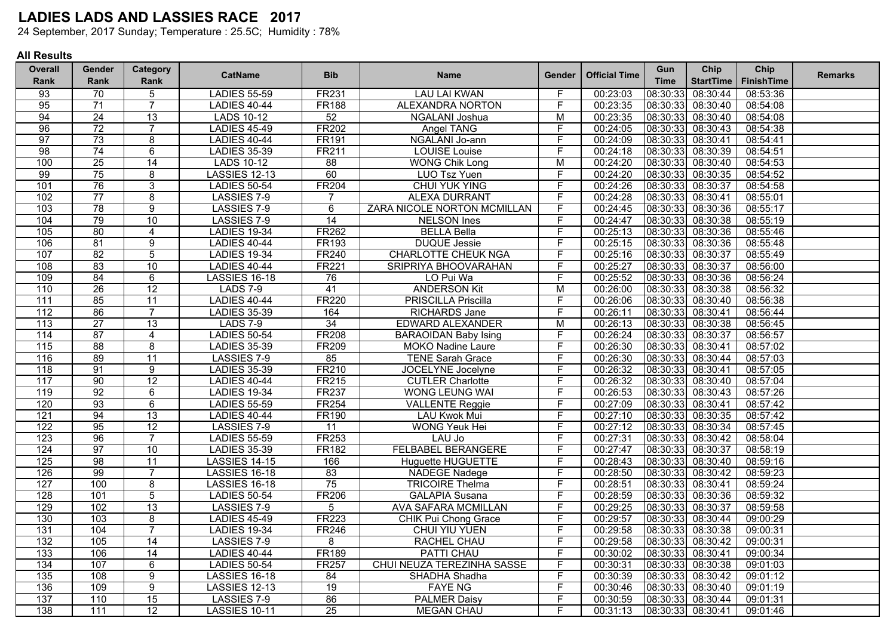# LADIES LADS AND LASSIES RACE 2017

24 September, 2017 Sunday; Temperature : 25.5C; Humidity : 78%

**All Results**

| Overall Rank | Gender Rank | Category Rank | CatName | Bib | Name | Gender | Official Time | Gun Time | Chip StartTime | Chip FinishTime | Remarks |
|---|---|---|---|---|---|---|---|---|---|---|---|
| 93 | 70 | 5 | LADIES 55-59 | FR231 | LAU LAI KWAN | F | 00:23:03 | 08:30:33 | 08:30:44 | 08:53:36 | |
| 95 | 71 | 7 | LADIES 40-44 | FR188 | ALEXANDRA NORTON | F | 00:23:35 | 08:30:33 | 08:30:40 | 08:54:08 | |
| 94 | 24 | 13 | LADS 10-12 | 52 | NGALANI Joshua | M | 00:23:35 | 08:30:33 | 08:30:40 | 08:54:08 | |
| 96 | 72 | 7 | LADIES 45-49 | FR202 | Angel TANG | F | 00:24:05 | 08:30:33 | 08:30:43 | 08:54:38 | |
| 97 | 73 | 8 | LADIES 40-44 | FR191 | NGALANI Jo-ann | F | 00:24:09 | 08:30:33 | 08:30:41 | 08:54:41 | |
| 98 | 74 | 6 | LADIES 35-39 | FR211 | LOUISE Louise | F | 00:24:18 | 08:30:33 | 08:30:39 | 08:54:51 | |
| 100 | 25 | 14 | LADS 10-12 | 88 | WONG Chik Long | M | 00:24:20 | 08:30:33 | 08:30:40 | 08:54:53 | |
| 99 | 75 | 8 | LASSIES 12-13 | 60 | LUO Tsz Yuen | F | 00:24:20 | 08:30:33 | 08:30:35 | 08:54:52 | |
| 101 | 76 | 3 | LADIES 50-54 | FR204 | CHUI YUK YING | F | 00:24:26 | 08:30:33 | 08:30:37 | 08:54:58 | |
| 102 | 77 | 8 | LASSIES 7-9 | 7 | ALEXA DURRANT | F | 00:24:28 | 08:30:33 | 08:30:41 | 08:55:01 | |
| 103 | 78 | 9 | LASSIES 7-9 | 6 | ZARA NICOLE NORTON MCMILLAN | F | 00:24:45 | 08:30:33 | 08:30:36 | 08:55:17 | |
| 104 | 79 | 10 | LASSIES 7-9 | 14 | NELSON Ines | F | 00:24:47 | 08:30:33 | 08:30:38 | 08:55:19 | |
| 105 | 80 | 4 | LADIES 19-34 | FR262 | BELLA Bella | F | 00:25:13 | 08:30:33 | 08:30:36 | 08:55:46 | |
| 106 | 81 | 9 | LADIES 40-44 | FR193 | DUQUE Jessie | F | 00:25:15 | 08:30:33 | 08:30:36 | 08:55:48 | |
| 107 | 82 | 5 | LADIES 19-34 | FR240 | CHARLOTTE CHEUK NGA | F | 00:25:16 | 08:30:33 | 08:30:37 | 08:55:49 | |
| 108 | 83 | 10 | LADIES 40-44 | FR221 | SRIPRIYA BHOOVARAHAN | F | 00:25:27 | 08:30:33 | 08:30:37 | 08:56:00 | |
| 109 | 84 | 6 | LASSIES 16-18 | 76 | LO Pui Wa | F | 00:25:52 | 08:30:33 | 08:30:36 | 08:56:24 | |
| 110 | 26 | 12 | LADS 7-9 | 41 | ANDERSON Kit | M | 00:26:00 | 08:30:33 | 08:30:38 | 08:56:32 | |
| 111 | 85 | 11 | LADIES 40-44 | FR220 | PRISCILLA Priscilla | F | 00:26:06 | 08:30:33 | 08:30:40 | 08:56:38 | |
| 112 | 86 | 7 | LADIES 35-39 | 164 | RICHARDS Jane | F | 00:26:11 | 08:30:33 | 08:30:41 | 08:56:44 | |
| 113 | 27 | 13 | LADS 7-9 | 34 | EDWARD ALEXANDER | M | 00:26:13 | 08:30:33 | 08:30:38 | 08:56:45 | |
| 114 | 87 | 4 | LADIES 50-54 | FR208 | BARAOIDAN Baby Ising | F | 00:26:24 | 08:30:33 | 08:30:37 | 08:56:57 | |
| 115 | 88 | 8 | LADIES 35-39 | FR209 | MOKO Nadine Laure | F | 00:26:30 | 08:30:33 | 08:30:41 | 08:57:02 | |
| 116 | 89 | 11 | LASSIES 7-9 | 85 | TENE Sarah Grace | F | 00:26:30 | 08:30:33 | 08:30:44 | 08:57:03 | |
| 118 | 91 | 9 | LADIES 35-39 | FR210 | JOCELYNE Jocelyne | F | 00:26:32 | 08:30:33 | 08:30:41 | 08:57:05 | |
| 117 | 90 | 12 | LADIES 40-44 | FR215 | CUTLER Charlotte | F | 00:26:32 | 08:30:33 | 08:30:40 | 08:57:04 | |
| 119 | 92 | 6 | LADIES 19-34 | FR237 | WONG LEUNG WAI | F | 00:26:53 | 08:30:33 | 08:30:43 | 08:57:26 | |
| 120 | 93 | 6 | LADIES 55-59 | FR254 | VALLENTE Reggie | F | 00:27:09 | 08:30:33 | 08:30:41 | 08:57:42 | |
| 121 | 94 | 13 | LADIES 40-44 | FR190 | LAU Kwok Mui | F | 00:27:10 | 08:30:33 | 08:30:35 | 08:57:42 | |
| 122 | 95 | 12 | LASSIES 7-9 | 11 | WONG Yeuk Hei | F | 00:27:12 | 08:30:33 | 08:30:34 | 08:57:45 | |
| 123 | 96 | 7 | LADIES 55-59 | FR253 | LAU Jo | F | 00:27:31 | 08:30:33 | 08:30:42 | 08:58:04 | |
| 124 | 97 | 10 | LADIES 35-39 | FR182 | FELBABEL BERANGERE | F | 00:27:47 | 08:30:33 | 08:30:37 | 08:58:19 | |
| 125 | 98 | 11 | LASSIES 14-15 | 166 | Huguette HUGUETTE | F | 00:28:43 | 08:30:33 | 08:30:40 | 08:59:16 | |
| 126 | 99 | 7 | LASSIES 16-18 | 83 | NADEGE Nadege | F | 00:28:50 | 08:30:33 | 08:30:42 | 08:59:23 | |
| 127 | 100 | 8 | LASSIES 16-18 | 75 | TRICOIRE Thelma | F | 00:28:51 | 08:30:33 | 08:30:41 | 08:59:24 | |
| 128 | 101 | 5 | LADIES 50-54 | FR206 | GALAPIA Susana | F | 00:28:59 | 08:30:33 | 08:30:36 | 08:59:32 | |
| 129 | 102 | 13 | LASSIES 7-9 | 5 | AVA SAFARA MCMILLAN | F | 00:29:25 | 08:30:33 | 08:30:37 | 08:59:58 | |
| 130 | 103 | 8 | LADIES 45-49 | FR223 | CHIK Pui Chong Grace | F | 00:29:57 | 08:30:33 | 08:30:44 | 09:00:29 | |
| 131 | 104 | 7 | LADIES 19-34 | FR246 | CHUI YIU YUEN | F | 00:29:58 | 08:30:33 | 08:30:38 | 09:00:31 | |
| 132 | 105 | 14 | LASSIES 7-9 | 8 | RACHEL CHAU | F | 00:29:58 | 08:30:33 | 08:30:42 | 09:00:31 | |
| 133 | 106 | 14 | LADIES 40-44 | FR189 | PATTI CHAU | F | 00:30:02 | 08:30:33 | 08:30:41 | 09:00:34 | |
| 134 | 107 | 6 | LADIES 50-54 | FR257 | CHUI NEUZA TEREZINHA SASSE | F | 00:30:31 | 08:30:33 | 08:30:38 | 09:01:03 | |
| 135 | 108 | 9 | LASSIES 16-18 | 84 | SHADHA Shadha | F | 00:30:39 | 08:30:33 | 08:30:42 | 09:01:12 | |
| 136 | 109 | 9 | LASSIES 12-13 | 19 | FAYE NG | F | 00:30:46 | 08:30:33 | 08:30:40 | 09:01:19 | |
| 137 | 110 | 15 | LASSIES 7-9 | 86 | PALMER Daisy | F | 00:30:59 | 08:30:33 | 08:30:44 | 09:01:31 | |
| 138 | 111 | 12 | LASSIES 10-11 | 25 | MEGAN CHAU | F | 00:31:13 | 08:30:33 | 08:30:41 | 09:01:46 | |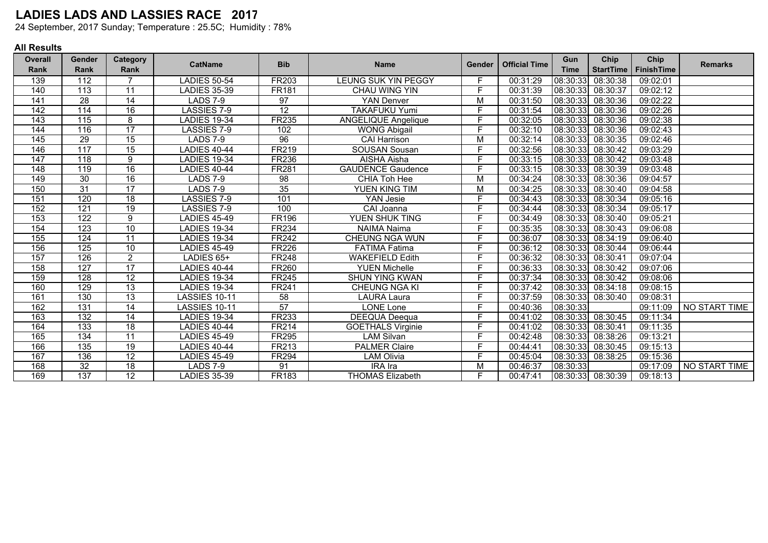# LADIES LADS AND LASSIES RACE 2017

24 September, 2017 Sunday; Temperature : 25.5C; Humidity : 78%

**All Results**

| Overall Rank | Gender Rank | Category Rank | CatName | Bib | Name | Gender | Official Time | Gun Time | Chip StartTime | Chip FinishTime | Remarks |
|---|---|---|---|---|---|---|---|---|---|---|---|
| 139 | 112 | 7 | LADIES 50-54 | FR203 | LEUNG SUK YIN PEGGY | F | 00:31:29 | 08:30:33 | 08:30:38 | 09:02:01 | |
| 140 | 113 | 11 | LADIES 35-39 | FR181 | CHAU WING YIN | F | 00:31:39 | 08:30:33 | 08:30:37 | 09:02:12 | |
| 141 | 28 | 14 | LADS 7-9 | 97 | YAN Denver | M | 00:31:50 | 08:30:33 | 08:30:36 | 09:02:22 | |
| 142 | 114 | 16 | LASSIES 7-9 | 12 | TAKAFUKU Yumi | F | 00:31:54 | 08:30:33 | 08:30:36 | 09:02:26 | |
| 143 | 115 | 8 | LADIES 19-34 | FR235 | ANGELIQUE Angelique | F | 00:32:05 | 08:30:33 | 08:30:36 | 09:02:38 | |
| 144 | 116 | 17 | LASSIES 7-9 | 102 | WONG Abigail | F | 00:32:10 | 08:30:33 | 08:30:36 | 09:02:43 | |
| 145 | 29 | 15 | LADS 7-9 | 96 | CAI Harrison | M | 00:32:14 | 08:30:33 | 08:30:35 | 09:02:46 | |
| 146 | 117 | 15 | LADIES 40-44 | FR219 | SOUSAN Sousan | F | 00:32:56 | 08:30:33 | 08:30:42 | 09:03:29 | |
| 147 | 118 | 9 | LADIES 19-34 | FR236 | AISHA Aisha | F | 00:33:15 | 08:30:33 | 08:30:42 | 09:03:48 | |
| 148 | 119 | 16 | LADIES 40-44 | FR281 | GAUDENCE Gaudence | F | 00:33:15 | 08:30:33 | 08:30:39 | 09:03:48 | |
| 149 | 30 | 16 | LADS 7-9 | 98 | CHIA Toh Hee | M | 00:34:24 | 08:30:33 | 08:30:36 | 09:04:57 | |
| 150 | 31 | 17 | LADS 7-9 | 35 | YUEN KING TIM | M | 00:34:25 | 08:30:33 | 08:30:40 | 09:04:58 | |
| 151 | 120 | 18 | LASSIES 7-9 | 101 | YAN Jesie | F | 00:34:43 | 08:30:33 | 08:30:34 | 09:05:16 | |
| 152 | 121 | 19 | LASSIES 7-9 | 100 | CAI Joanna | F | 00:34:44 | 08:30:33 | 08:30:34 | 09:05:17 | |
| 153 | 122 | 9 | LADIES 45-49 | FR196 | YUEN SHUK TING | F | 00:34:49 | 08:30:33 | 08:30:40 | 09:05:21 | |
| 154 | 123 | 10 | LADIES 19-34 | FR234 | NAIMA Naima | F | 00:35:35 | 08:30:33 | 08:30:43 | 09:06:08 | |
| 155 | 124 | 11 | LADIES 19-34 | FR242 | CHEUNG NGA WUN | F | 00:36:07 | 08:30:33 | 08:34:19 | 09:06:40 | |
| 156 | 125 | 10 | LADIES 45-49 | FR226 | FATIMA Fatima | F | 00:36:12 | 08:30:33 | 08:30:44 | 09:06:44 | |
| 157 | 126 | 2 | LADIES 65+ | FR248 | WAKEFIELD Edith | F | 00:36:32 | 08:30:33 | 08:30:41 | 09:07:04 | |
| 158 | 127 | 17 | LADIES 40-44 | FR260 | YUEN Michelle | F | 00:36:33 | 08:30:33 | 08:30:42 | 09:07:06 | |
| 159 | 128 | 12 | LADIES 19-34 | FR245 | SHUN YING KWAN | F | 00:37:34 | 08:30:33 | 08:30:42 | 09:08:06 | |
| 160 | 129 | 13 | LADIES 19-34 | FR241 | CHEUNG NGA KI | F | 00:37:42 | 08:30:33 | 08:34:18 | 09:08:15 | |
| 161 | 130 | 13 | LASSIES 10-11 | 58 | LAURA Laura | F | 00:37:59 | 08:30:33 | 08:30:40 | 09:08:31 | |
| 162 | 131 | 14 | LASSIES 10-11 | 57 | LONE Lone | F | 00:40:36 | 08:30:33 | | 09:11:09 | NO START TIME |
| 163 | 132 | 14 | LADIES 19-34 | FR233 | DEEQUA Deequa | F | 00:41:02 | 08:30:33 | 08:30:45 | 09:11:34 | |
| 164 | 133 | 18 | LADIES 40-44 | FR214 | GOETHALS Virginie | F | 00:41:02 | 08:30:33 | 08:30:41 | 09:11:35 | |
| 165 | 134 | 11 | LADIES 45-49 | FR295 | LAM Silvan | F | 00:42:48 | 08:30:33 | 08:38:26 | 09:13:21 | |
| 166 | 135 | 19 | LADIES 40-44 | FR213 | PALMER Claire | F | 00:44:41 | 08:30:33 | 08:30:45 | 09:15:13 | |
| 167 | 136 | 12 | LADIES 45-49 | FR294 | LAM Olivia | F | 00:45:04 | 08:30:33 | 08:38:25 | 09:15:36 | |
| 168 | 32 | 18 | LADS 7-9 | 91 | IRA Ira | M | 00:46:37 | 08:30:33 | | 09:17:09 | NO START TIME |
| 169 | 137 | 12 | LADIES 35-39 | FR183 | THOMAS Elizabeth | F | 00:47:41 | 08:30:33 | 08:30:39 | 09:18:13 | |